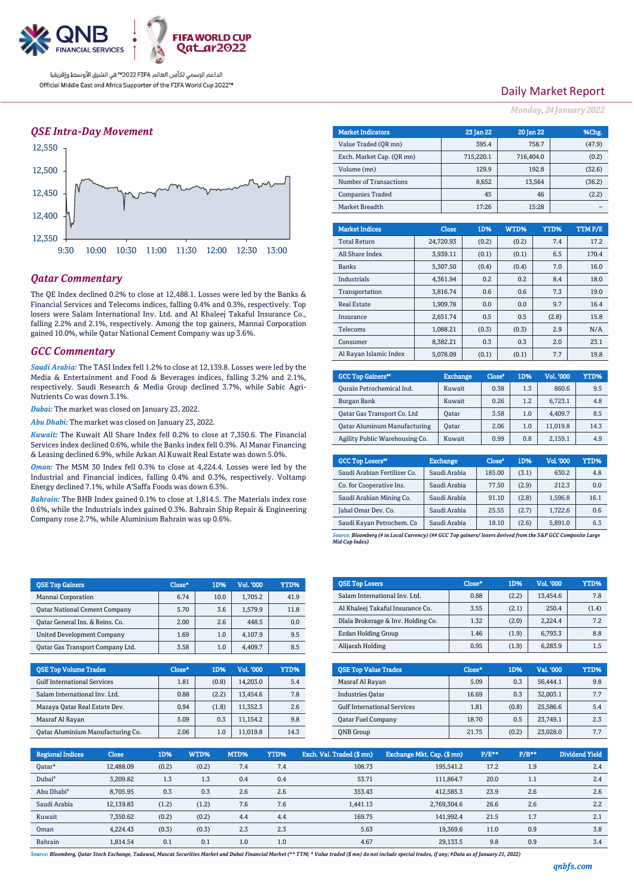الداعم الرسمي لكأس العالم FIFA 2022™ في الشرق الأوسط وإفريقيا

Official Middle East and Africa Supporter of the FIFA World Cup 2022™

# Daily Market Report

*Monday, 24 January 2022*

## QSE Intra-Day Movement

## Qatar Commentary

The QE Index declined 0.2% to close at 12,488.1. Losses were led by the Banks & Financial Services and Telecoms indices, falling 0.4% and 0.3%, respectively. Top losers were Salam International Inv. Ltd. and Al Khaleej Takaful Insurance Co., falling 2.2% and 2.1%, respectively. Among the top gainers, Mannai Corporation gained 10.0%, while Qatar National Cement Company was up 3.6%.

## GCC Commentary

***Saudi Arabia:*** The TASI Index fell 1.2% to close at 12,139.8. Losses were led by the Media & Entertainment and Food & Beverages indices, falling 3.2% and 2.1%, respectively. Saudi Research & Media Group declined 3.7%, while Sabic Agri-Nutrients Co was down 3.1%.

***Dubai:*** The market was closed on January 23, 2022.

***Abu Dhabi:*** The market was closed on January 23, 2022.

***Kuwait:*** The Kuwait All Share Index fell 0.2% to close at 7,350.6. The Financial Services index declined 0.6%, while the Banks index fell 0.3%. Al Manar Financing & Leasing declined 6.9%, while Arkan Al Kuwait Real Estate was down 5.0%.

***Oman:*** The MSM 30 Index fell 0.3% to close at 4,224.4. Losses were led by the Industrial and Financial indices, falling 0.4% and 0.3%, respectively. Voltamp Energy declined 7.1%, while A'Saffa Foods was down 6.3%.

***Bahrain:*** The BHB Index gained 0.1% to close at 1,814.5. The Materials index rose 0.6%, while the Industrials index gained 0.3%. Bahrain Ship Repair & Engineering Company rose 2.7%, while Aluminium Bahrain was up 0.6%.

| Market Indicators | 23 Jan 22 | 20 Jan 22 | %Chg. |
|---|---|---|---|
| Value Traded (QR mn) | 395.4 | 758.7 | (47.9) |
| Exch. Market Cap. (QR mn) | 715,220.1 | 716,404.0 | (0.2) |
| Volume (mn) | 129.9 | 192.8 | (32.6) |
| Number of Transactions | 8,652 | 13,564 | (36.2) |
| Companies Traded | 45 | 46 | (2.2) |
| Market Breadth | 17:26 | 15:28 | – |

| Market Indices | Close | 1D% | WTD% | YTD% | TTM P/E |
|---|---|---|---|---|---|
| Total Return | 24,720.93 | (0.2) | (0.2) | 7.4 | 17.2 |
| All Share Index | 3,939.11 | (0.1) | (0.1) | 6.5 | 170.4 |
| Banks | 5,307.50 | (0.4) | (0.4) | 7.0 | 16.0 |
| Industrials | 4,361.94 | 0.2 | 0.2 | 8.4 | 18.0 |
| Transportation | 3,816.74 | 0.6 | 0.6 | 7.3 | 19.0 |
| Real Estate | 1,909.78 | 0.0 | 0.0 | 9.7 | 16.4 |
| Insurance | 2,651.74 | 0.5 | 0.5 | (2.8) | 15.8 |
| Telecoms | 1,088.21 | (0.3) | (0.3) | 2.9 | N/A |
| Consumer | 8,382.21 | 0.3 | 0.3 | 2.0 | 23.1 |
| Al Rayan Islamic Index | 5,078.09 | (0.1) | (0.1) | 7.7 | 19.8 |

| GCC Top Gainers## | Exchange | Close# | 1D% | Vol. '000 | YTD% |
|---|---|---|---|---|---|
| Qurain Petrochemical Ind. | Kuwait | 0.38 | 1.3 | 860.6 | 9.5 |
| Burgan Bank | Kuwait | 0.26 | 1.2 | 6,723.1 | 4.8 |
| Qatar Gas Transport Co. Ltd | Qatar | 3.58 | 1.0 | 4,409.7 | 8.5 |
| Qatar Aluminum Manufacturing | Qatar | 2.06 | 1.0 | 11,019.8 | 14.3 |
| Agility Public Warehousing Co. | Kuwait | 0.99 | 0.8 | 2,159.1 | 4.9 |

| GCC Top Losers## | Exchange | Close# | 1D% | Vol. '000 | YTD% |
|---|---|---|---|---|---|
| Saudi Arabian Fertilizer Co. | Saudi Arabia | 185.00 | (3.1) | 630.2 | 4.8 |
| Co. for Cooperative Ins. | Saudi Arabia | 77.50 | (2.9) | 212.3 | 0.0 |
| Saudi Arabian Mining Co. | Saudi Arabia | 91.10 | (2.8) | 1,596.8 | 16.1 |
| Jabal Omar Dev. Co. | Saudi Arabia | 25.55 | (2.7) | 1,722.6 | 0.6 |
| Saudi Kayan Petrochem. Co | Saudi Arabia | 18.10 | (2.6) | 5,891.0 | 6.3 |

*Source: Bloomberg (# in Local Currency) (## GCC Top gainers/ losers derived from the S&P GCC Composite Large Mid Cap Index)*

| QSE Top Gainers | Close* | 1D% | Vol. '000 | YTD% |
|---|---|---|---|---|
| Mannai Corporation | 6.74 | 10.0 | 1,705.2 | 41.9 |
| Qatar National Cement Company | 5.70 | 3.6 | 1,579.9 | 11.8 |
| Qatar General Ins. & Reins. Co. | 2.00 | 2.6 | 448.5 | 0.0 |
| United Development Company | 1.69 | 1.0 | 4,107.9 | 9.5 |
| Qatar Gas Transport Company Ltd. | 3.58 | 1.0 | 4,409.7 | 8.5 |

| QSE Top Losers | Close* | 1D% | Vol. '000 | YTD% |
|---|---|---|---|---|
| Salam International Inv. Ltd. | 0.88 | (2.2) | 13,454.6 | 7.8 |
| Al Khaleej Takaful Insurance Co. | 3.55 | (2.1) | 250.4 | (1.4) |
| Dlala Brokerage & Inv. Holding Co. | 1.32 | (2.0) | 2,224.4 | 7.2 |
| Ezdan Holding Group | 1.46 | (1.9) | 6,793.3 | 8.8 |
| Alijarah Holding | 0.95 | (1.9) | 6,283.9 | 1.5 |

| QSE Top Volume Trades | Close* | 1D% | Vol. '000 | YTD% |
|---|---|---|---|---|
| Gulf International Services | 1.81 | (0.8) | 14,203.0 | 5.4 |
| Salam International Inv. Ltd. | 0.88 | (2.2) | 13,454.6 | 7.8 |
| Mazaya Qatar Real Estate Dev. | 0.94 | (1.8) | 11,352.3 | 2.6 |
| Masraf Al Rayan | 5.09 | 0.3 | 11,154.2 | 9.8 |
| Qatar Aluminium Manufacturing Co. | 2.06 | 1.0 | 11,019.8 | 14.3 |

| QSE Top Value Trades | Close* | 1D% | Val. '000 | YTD% |
|---|---|---|---|---|
| Masraf Al Rayan | 5.09 | 0.3 | 56,444.1 | 9.8 |
| Industries Qatar | 16.69 | 0.3 | 32,003.1 | 7.7 |
| Gulf International Services | 1.81 | (0.8) | 25,586.6 | 5.4 |
| Qatar Fuel Company | 18.70 | 0.5 | 23,749.1 | 2.3 |
| QNB Group | 21.75 | (0.2) | 23,028.0 | 7.7 |

| Regional Indices | Close | 1D% | WTD% | MTD% | YTD% | Exch. Val. Traded ($ mn) | Exchange Mkt. Cap. ($ mn) | P/E** | P/B** | Dividend Yield |
|---|---|---|---|---|---|---|---|---|---|---|
| Qatar* | 12,488.09 | (0.2) | (0.2) | 7.4 | 7.4 | 108.73 | 195,541.2 | 17.2 | 1.9 | 2.4 |
| Dubai# | 3,209.82 | 1.3 | 1.3 | 0.4 | 0.4 | 53.71 | 111,864.7 | 20.0 | 1.1 | 2.4 |
| Abu Dhabi# | 8,705.95 | 0.3 | 0.3 | 2.6 | 2.6 | 353.43 | 412,585.3 | 23.9 | 2.6 | 2.6 |
| Saudi Arabia | 12,139.83 | (1.2) | (1.2) | 7.6 | 7.6 | 1,441.13 | 2,769,304.6 | 26.6 | 2.6 | 2.2 |
| Kuwait | 7,350.62 | (0.2) | (0.2) | 4.4 | 4.4 | 169.75 | 141,992.4 | 21.5 | 1.7 | 2.1 |
| Oman | 4,224.43 | (0.3) | (0.3) | 2.3 | 2.3 | 5.63 | 19,369.6 | 11.0 | 0.9 | 3.8 |
| Bahrain | 1,814.54 | 0.1 | 0.1 | 1.0 | 1.0 | 4.67 | 29,133.5 | 9.8 | 0.9 | 3.4 |

*Source: Bloomberg, Qatar Stock Exchange, Tadawul, Muscat Securities Market and Dubai Financial Market (** TTM; * Value traded ($ mn) do not include special trades, if any; #Data as of January 21, 2022)*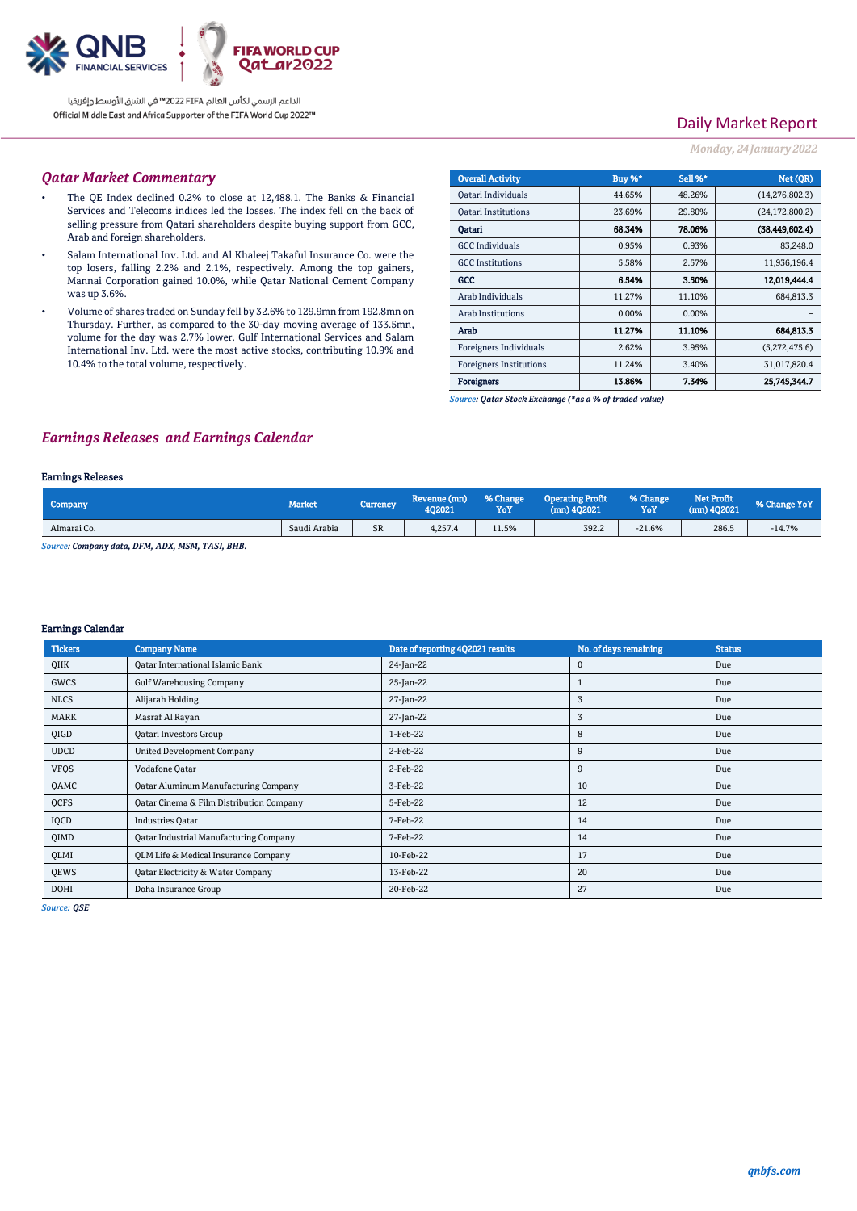## Qatar Market Commentary

- The QE Index declined 0.2% to close at 12,488.1. The Banks & Financial Services and Telecoms indices led the losses. The index fell on the back of selling pressure from Qatari shareholders despite buying support from GCC, Arab and foreign shareholders.
- Salam International Inv. Ltd. and Al Khaleej Takaful Insurance Co. were the top losers, falling 2.2% and 2.1%, respectively. Among the top gainers, Mannai Corporation gained 10.0%, while Qatar National Cement Company was up 3.6%.
- Volume of shares traded on Sunday fell by 32.6% to 129.9mn from 192.8mn on Thursday. Further, as compared to the 30-day moving average of 133.5mn, volume for the day was 2.7% lower. Gulf International Services and Salam International Inv. Ltd. were the most active stocks, contributing 10.9% and 10.4% to the total volume, respectively.

| Overall Activity | Buy %* | Sell %* | Net (QR) |
|---|---|---|---|
| Qatari Individuals | 44.65% | 48.26% | (14,276,802.3) |
| Qatari Institutions | 23.69% | 29.80% | (24,172,800.2) |
| **Qatari** | **68.34%** | **78.06%** | **(38,449,602.4)** |
| GCC Individuals | 0.95% | 0.93% | 83,248.0 |
| GCC Institutions | 5.58% | 2.57% | 11,936,196.4 |
| **GCC** | **6.54%** | **3.50%** | **12,019,444.4** |
| Arab Individuals | 11.27% | 11.10% | 684,813.3 |
| Arab Institutions | 0.00% | 0.00% | – |
| **Arab** | **11.27%** | **11.10%** | **684,813.3** |
| Foreigners Individuals | 2.62% | 3.95% | (5,272,475.6) |
| Foreigners Institutions | 11.24% | 3.40% | 31,017,820.4 |
| **Foreigners** | **13.86%** | **7.34%** | **25,745,344.7** |

*Source: Qatar Stock Exchange (\*as a % of traded value)*

## Earnings Releases and Earnings Calendar

### Earnings Releases

| Company | Market | Currency | Revenue (mn) 4Q2021 | % Change YoY | Operating Profit (mn) 4Q2021 | % Change YoY | Net Profit (mn) 4Q2021 | % Change YoY |
|---|---|---|---|---|---|---|---|---|
| Almarai Co. | Saudi Arabia | SR | 4,257.4 | 11.5% | 392.2 | -21.6% | 286.5 | -14.7% |

*Source: Company data, DFM, ADX, MSM, TASI, BHB.*

### Earnings Calendar

| Tickers | Company Name | Date of reporting 4Q2021 results | No. of days remaining | Status |
|---|---|---|---|---|
| QIIK | Qatar International Islamic Bank | 24-Jan-22 | 0 | Due |
| GWCS | Gulf Warehousing Company | 25-Jan-22 | 1 | Due |
| NLCS | Alijarah Holding | 27-Jan-22 | 3 | Due |
| MARK | Masraf Al Rayan | 27-Jan-22 | 3 | Due |
| QIGD | Qatari Investors Group | 1-Feb-22 | 8 | Due |
| UDCD | United Development Company | 2-Feb-22 | 9 | Due |
| VFQS | Vodafone Qatar | 2-Feb-22 | 9 | Due |
| QAMC | Qatar Aluminum Manufacturing Company | 3-Feb-22 | 10 | Due |
| QCFS | Qatar Cinema & Film Distribution Company | 5-Feb-22 | 12 | Due |
| IQCD | Industries Qatar | 7-Feb-22 | 14 | Due |
| QIMD | Qatar Industrial Manufacturing Company | 7-Feb-22 | 14 | Due |
| QLMI | QLM Life & Medical Insurance Company | 10-Feb-22 | 17 | Due |
| QEWS | Qatar Electricity & Water Company | 13-Feb-22 | 20 | Due |
| DOHI | Doha Insurance Group | 20-Feb-22 | 27 | Due |

*Source: QSE*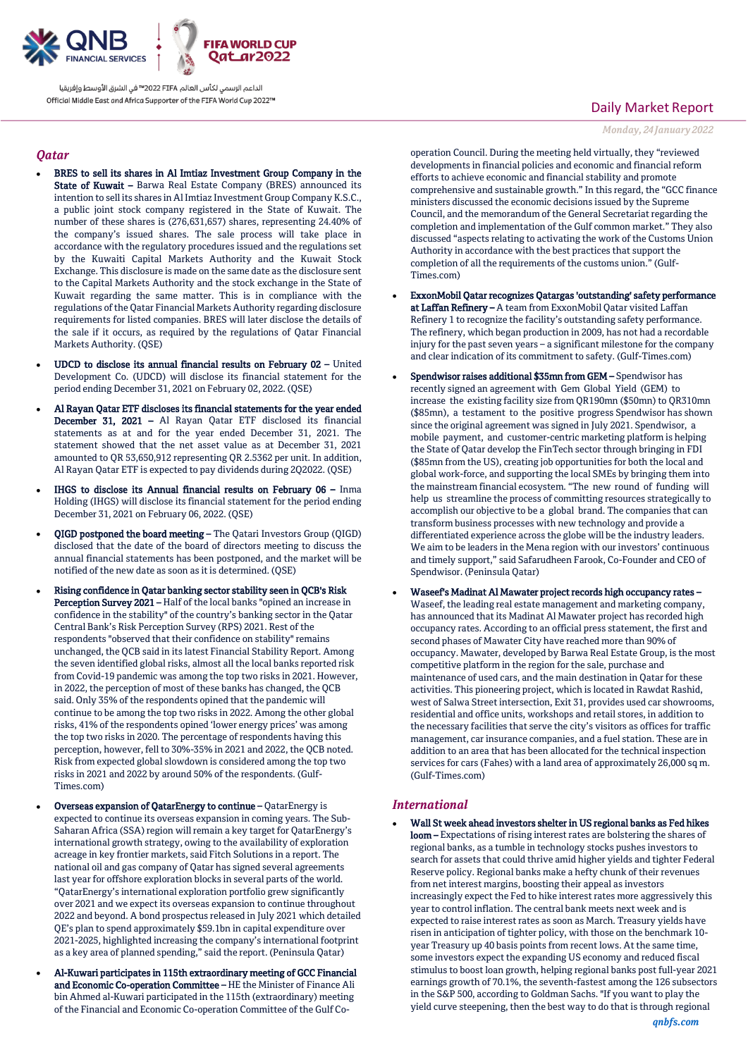## Qatar

- **BRES to sell its shares in Al Imtiaz Investment Group Company in the State of Kuwait –** Barwa Real Estate Company (BRES) announced its intention to sell its shares in Al Imtiaz Investment Group Company K.S.C., a public joint stock company registered in the State of Kuwait. The number of these shares is (276,631,657) shares, representing 24.40% of the company's issued shares. The sale process will take place in accordance with the regulatory procedures issued and the regulations set by the Kuwaiti Capital Markets Authority and the Kuwait Stock Exchange. This disclosure is made on the same date as the disclosure sent to the Capital Markets Authority and the stock exchange in the State of Kuwait regarding the same matter. This is in compliance with the regulations of the Qatar Financial Markets Authority regarding disclosure requirements for listed companies. BRES will later disclose the details of the sale if it occurs, as required by the regulations of Qatar Financial Markets Authority. (QSE)

- **UDCD to disclose its annual financial results on February 02 –** United Development Co. (UDCD) will disclose its financial statement for the period ending December 31, 2021 on February 02, 2022. (QSE)

- **Al Rayan Qatar ETF discloses its financial statements for the year ended December 31, 2021 –** Al Rayan Qatar ETF disclosed its financial statements as at and for the year ended December 31, 2021. The statement showed that the net asset value as at December 31, 2021 amounted to QR 53,650,912 representing QR 2.5362 per unit. In addition, Al Rayan Qatar ETF is expected to pay dividends during 2Q2022. (QSE)

- **IHGS to disclose its Annual financial results on February 06 –** Inma Holding (IHGS) will disclose its financial statement for the period ending December 31, 2021 on February 06, 2022. (QSE)

- **QIGD postponed the board meeting –** The Qatari Investors Group (QIGD) disclosed that the date of the board of directors meeting to discuss the annual financial statements has been postponed, and the market will be notified of the new date as soon as it is determined. (QSE)

- **Rising confidence in Qatar banking sector stability seen in QCB's Risk Perception Survey 2021 –** Half of the local banks "opined an increase in confidence in the stability" of the country's banking sector in the Qatar Central Bank's Risk Perception Survey (RPS) 2021. Rest of the respondents "observed that their confidence on stability" remains unchanged, the QCB said in its latest Financial Stability Report. Among the seven identified global risks, almost all the local banks reported risk from Covid-19 pandemic was among the top two risks in 2021. However, in 2022, the perception of most of these banks has changed, the QCB said. Only 35% of the respondents opined that the pandemic will continue to be among the top two risks in 2022. Among the other global risks, 41% of the respondents opined 'lower energy prices' was among the top two risks in 2020. The percentage of respondents having this perception, however, fell to 30%-35% in 2021 and 2022, the QCB noted. Risk from expected global slowdown is considered among the top two risks in 2021 and 2022 by around 50% of the respondents. (Gulf-Times.com)

- **Overseas expansion of QatarEnergy to continue –** QatarEnergy is expected to continue its overseas expansion in coming years. The Sub-Saharan Africa (SSA) region will remain a key target for QatarEnergy's international growth strategy, owing to the availability of exploration acreage in key frontier markets, said Fitch Solutions in a report. The national oil and gas company of Qatar has signed several agreements last year for offshore exploration blocks in several parts of the world. "QatarEnergy's international exploration portfolio grew significantly over 2021 and we expect its overseas expansion to continue throughout 2022 and beyond. A bond prospectus released in July 2021 which detailed QE's plan to spend approximately $59.1bn in capital expenditure over 2021-2025, highlighted increasing the company's international footprint as a key area of planned spending," said the report. (Peninsula Qatar)

- **Al-Kuwari participates in 115th extraordinary meeting of GCC Financial and Economic Co-operation Committee –** HE the Minister of Finance Ali bin Ahmed al-Kuwari participated in the 115th (extraordinary) meeting of the Financial and Economic Co-operation Committee of the Gulf Co-operation Council. During the meeting held virtually, they "reviewed developments in financial policies and economic and financial reform efforts to achieve economic and financial stability and promote comprehensive and sustainable growth." In this regard, the "GCC finance ministers discussed the economic decisions issued by the Supreme Council, and the memorandum of the General Secretariat regarding the completion and implementation of the Gulf common market." They also discussed "aspects relating to activating the work of the Customs Union Authority in accordance with the best practices that support the completion of all the requirements of the customs union." (Gulf-Times.com)

- **ExxonMobil Qatar recognizes Qatargas 'outstanding' safety performance at Laffan Refinery –** A team from ExxonMobil Qatar visited Laffan Refinery 1 to recognize the facility's outstanding safety performance. The refinery, which began production in 2009, has not had a recordable injury for the past seven years – a significant milestone for the company and clear indication of its commitment to safety. (Gulf-Times.com)

- **Spendwisor raises additional $35mn from GEM –** Spendwisor has recently signed an agreement with Gem Global Yield (GEM) to increase the existing facility size from QR190mn ($50mn) to QR310mn ($85mn), a testament to the positive progress Spendwisor has shown since the original agreement was signed in July 2021. Spendwisor, a mobile payment, and customer-centric marketing platform is helping the State of Qatar develop the FinTech sector through bringing in FDI ($85mn from the US), creating job opportunities for both the local and global work-force, and supporting the local SMEs by bringing them into the mainstream financial ecosystem. "The new round of funding will help us streamline the process of committing resources strategically to accomplish our objective to be a global brand. The companies that can transform business processes with new technology and provide a differentiated experience across the globe will be the industry leaders. We aim to be leaders in the Mena region with our investors' continuous and timely support," said Safarudheen Farook, Co-Founder and CEO of Spendwisor. (Peninsula Qatar)

- **Waseef's Madinat Al Mawater project records high occupancy rates –** Waseef, the leading real estate management and marketing company, has announced that its Madinat Al Mawater project has recorded high occupancy rates. According to an official press statement, the first and second phases of Mawater City have reached more than 90% of occupancy. Mawater, developed by Barwa Real Estate Group, is the most competitive platform in the region for the sale, purchase and maintenance of used cars, and the main destination in Qatar for these activities. This pioneering project, which is located in Rawdat Rashid, west of Salwa Street intersection, Exit 31, provides used car showrooms, residential and office units, workshops and retail stores, in addition to the necessary facilities that serve the city's visitors as offices for traffic management, car insurance companies, and a fuel station. These are in addition to an area that has been allocated for the technical inspection services for cars (Fahes) with a land area of approximately 26,000 sq m. (Gulf-Times.com)

## International

- **Wall St week ahead investors shelter in US regional banks as Fed hikes loom –** Expectations of rising interest rates are bolstering the shares of regional banks, as a tumble in technology stocks pushes investors to search for assets that could thrive amid higher yields and tighter Federal Reserve policy. Regional banks make a hefty chunk of their revenues from net interest margins, boosting their appeal as investors increasingly expect the Fed to hike interest rates more aggressively this year to control inflation. The central bank meets next week and is expected to raise interest rates as soon as March. Treasury yields have risen in anticipation of tighter policy, with those on the benchmark 10-year Treasury up 40 basis points from recent lows. At the same time, some investors expect the expanding US economy and reduced fiscal stimulus to boost loan growth, helping regional banks post full-year 2021 earnings growth of 70.1%, the seventh-fastest among the 126 subsectors in the S&P 500, according to Goldman Sachs. "If you want to play the yield curve steepening, then the best way to do that is through regional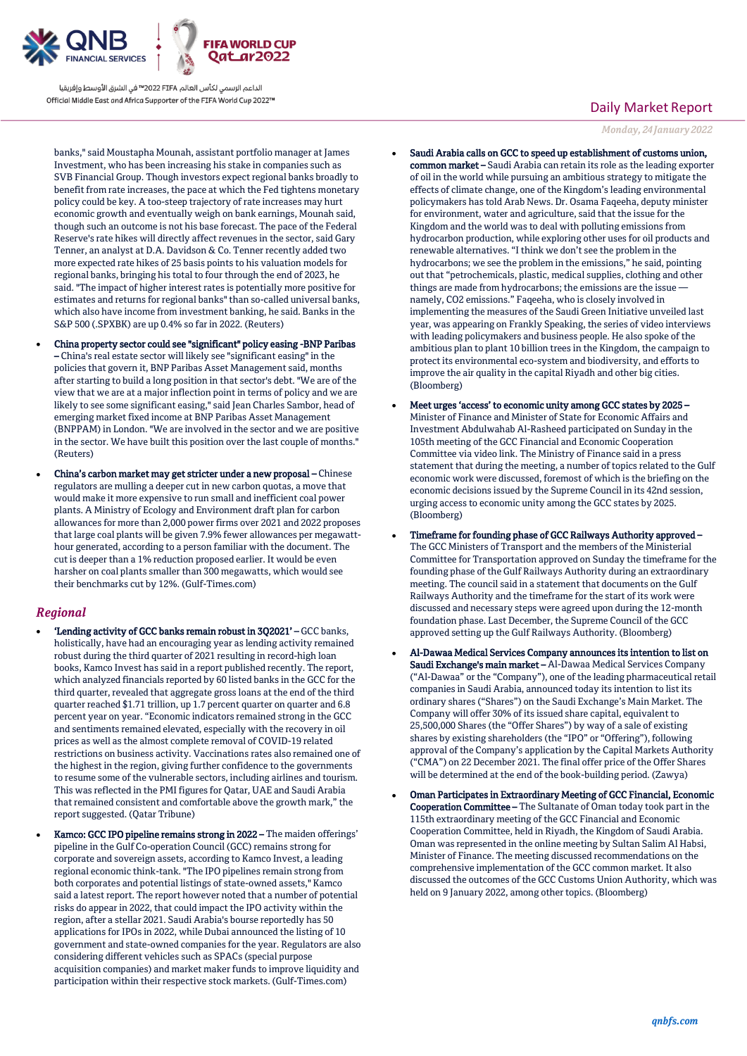banks," said Moustapha Mounah, assistant portfolio manager at James Investment, who has been increasing his stake in companies such as SVB Financial Group. Though investors expect regional banks broadly to benefit from rate increases, the pace at which the Fed tightens monetary policy could be key. A too-steep trajectory of rate increases may hurt economic growth and eventually weigh on bank earnings, Mounah said, though such an outcome is not his base forecast. The pace of the Federal Reserve's rate hikes will directly affect revenues in the sector, said Gary Tenner, an analyst at D.A. Davidson & Co. Tenner recently added two more expected rate hikes of 25 basis points to his valuation models for regional banks, bringing his total to four through the end of 2023, he said. "The impact of higher interest rates is potentially more positive for estimates and returns for regional banks" than so-called universal banks, which also have income from investment banking, he said. Banks in the S&P 500 (.SPXBK) are up 0.4% so far in 2022. (Reuters)

- **China property sector could see "significant" policy easing -BNP Paribas** – China's real estate sector will likely see "significant easing" in the policies that govern it, BNP Paribas Asset Management said, months after starting to build a long position in that sector's debt. "We are of the view that we are at a major inflection point in terms of policy and we are likely to see some significant easing," said Jean Charles Sambor, head of emerging market fixed income at BNP Paribas Asset Management (BNPPAM) in London. "We are involved in the sector and we are positive in the sector. We have built this position over the last couple of months." (Reuters)
- **China's carbon market may get stricter under a new proposal** – Chinese regulators are mulling a deeper cut in new carbon quotas, a move that would make it more expensive to run small and inefficient coal power plants. A Ministry of Ecology and Environment draft plan for carbon allowances for more than 2,000 power firms over 2021 and 2022 proposes that large coal plants will be given 7.9% fewer allowances per megawatt-hour generated, according to a person familiar with the document. The cut is deeper than a 1% reduction proposed earlier. It would be even harsher on coal plants smaller than 300 megawatts, which would see their benchmarks cut by 12%. (Gulf-Times.com)

## *Regional*

- **'Lending activity of GCC banks remain robust in 3Q2021'** – GCC banks, holistically, have had an encouraging year as lending activity remained robust during the third quarter of 2021 resulting in record-high loan books, Kamco Invest has said in a report published recently. The report, which analyzed financials reported by 60 listed banks in the GCC for the third quarter, revealed that aggregate gross loans at the end of the third quarter reached $1.71 trillion, up 1.7 percent quarter on quarter and 6.8 percent year on year. "Economic indicators remained strong in the GCC and sentiments remained elevated, especially with the recovery in oil prices as well as the almost complete removal of COVID-19 related restrictions on business activity. Vaccinations rates also remained one of the highest in the region, giving further confidence to the governments to resume some of the vulnerable sectors, including airlines and tourism. This was reflected in the PMI figures for Qatar, UAE and Saudi Arabia that remained consistent and comfortable above the growth mark," the report suggested. (Qatar Tribune)
- **Kamco: GCC IPO pipeline remains strong in 2022** – The maiden offerings' pipeline in the Gulf Co-operation Council (GCC) remains strong for corporate and sovereign assets, according to Kamco Invest, a leading regional economic think-tank. "The IPO pipelines remain strong from both corporates and potential listings of state-owned assets," Kamco said a latest report. The report however noted that a number of potential risks do appear in 2022, that could impact the IPO activity within the region, after a stellar 2021. Saudi Arabia's bourse reportedly has 50 applications for IPOs in 2022, while Dubai announced the listing of 10 government and state-owned companies for the year. Regulators are also considering different vehicles such as SPACs (special purpose acquisition companies) and market maker funds to improve liquidity and participation within their respective stock markets. (Gulf-Times.com)
- **Saudi Arabia calls on GCC to speed up establishment of customs union, common market** – Saudi Arabia can retain its role as the leading exporter of oil in the world while pursuing an ambitious strategy to mitigate the effects of climate change, one of the Kingdom's leading environmental policymakers has told Arab News. Dr. Osama Faqeeha, deputy minister for environment, water and agriculture, said that the issue for the Kingdom and the world was to deal with polluting emissions from hydrocarbon production, while exploring other uses for oil products and renewable alternatives. "I think we don't see the problem in the hydrocarbons; we see the problem in the emissions," he said, pointing out that "petrochemicals, plastic, medical supplies, clothing and other things are made from hydrocarbons; the emissions are the issue — namely, CO2 emissions." Faqeeha, who is closely involved in implementing the measures of the Saudi Green Initiative unveiled last year, was appearing on Frankly Speaking, the series of video interviews with leading policymakers and business people. He also spoke of the ambitious plan to plant 10 billion trees in the Kingdom, the campaign to protect its environmental eco-system and biodiversity, and efforts to improve the air quality in the capital Riyadh and other big cities. (Bloomberg)
- **Meet urges 'access' to economic unity among GCC states by 2025** – Minister of Finance and Minister of State for Economic Affairs and Investment Abdulwahab Al-Rasheed participated on Sunday in the 105th meeting of the GCC Financial and Economic Cooperation Committee via video link. The Ministry of Finance said in a press statement that during the meeting, a number of topics related to the Gulf economic work were discussed, foremost of which is the briefing on the economic decisions issued by the Supreme Council in its 42nd session, urging access to economic unity among the GCC states by 2025. (Bloomberg)
- **Timeframe for founding phase of GCC Railways Authority approved** – The GCC Ministers of Transport and the members of the Ministerial Committee for Transportation approved on Sunday the timeframe for the founding phase of the Gulf Railways Authority during an extraordinary meeting. The council said in a statement that documents on the Gulf Railways Authority and the timeframe for the start of its work were discussed and necessary steps were agreed upon during the 12-month foundation phase. Last December, the Supreme Council of the GCC approved setting up the Gulf Railways Authority. (Bloomberg)
- **Al-Dawaa Medical Services Company announces its intention to list on Saudi Exchange's main market** – Al-Dawaa Medical Services Company ("Al-Dawaa" or the "Company"), one of the leading pharmaceutical retail companies in Saudi Arabia, announced today its intention to list its ordinary shares ("Shares") on the Saudi Exchange's Main Market. The Company will offer 30% of its issued share capital, equivalent to 25,500,000 Shares (the "Offer Shares") by way of a sale of existing shares by existing shareholders (the "IPO" or "Offering"), following approval of the Company's application by the Capital Markets Authority ("CMA") on 22 December 2021. The final offer price of the Offer Shares will be determined at the end of the book-building period. (Zawya)
- **Oman Participates in Extraordinary Meeting of GCC Financial, Economic Cooperation Committee** – The Sultanate of Oman today took part in the 115th extraordinary meeting of the GCC Financial and Economic Cooperation Committee, held in Riyadh, the Kingdom of Saudi Arabia. Oman was represented in the online meeting by Sultan Salim Al Habsi, Minister of Finance. The meeting discussed recommendations on the comprehensive implementation of the GCC common market. It also discussed the outcomes of the GCC Customs Union Authority, which was held on 9 January 2022, among other topics. (Bloomberg)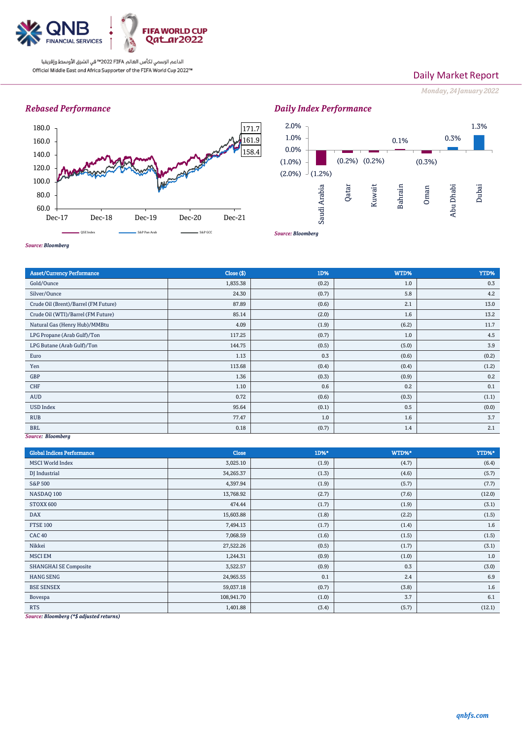## Rebased Performance

Source: Bloomberg

## Daily Index Performance

| | Saudi Arabia | Qatar | Kuwait | Bahrain | Oman | Abu Dhabi | Dubai |
|---|---|---|---|---|---|---|---|
| 1D% | (1.2%) | (0.2%) | (0.2%) | 0.1% | (0.3%) | 0.3% | 1.3% |

*Source: Bloomberg*

| Asset/Currency Performance | Close ($) | 1D% | WTD% | YTD% |
|---|---|---|---|---|
| Gold/Ounce | 1,835.38 | (0.2) | 1.0 | 0.3 |
| Silver/Ounce | 24.30 | (0.7) | 5.8 | 4.2 |
| Crude Oil (Brent)/Barrel (FM Future) | 87.89 | (0.6) | 2.1 | 13.0 |
| Crude Oil (WTI)/Barrel (FM Future) | 85.14 | (2.0) | 1.6 | 13.2 |
| Natural Gas (Henry Hub)/MMBtu | 4.09 | (1.9) | (6.2) | 11.7 |
| LPG Propane (Arab Gulf)/Ton | 117.25 | (0.7) | 1.0 | 4.5 |
| LPG Butane (Arab Gulf)/Ton | 144.75 | (0.5) | (5.0) | 3.9 |
| Euro | 1.13 | 0.3 | (0.6) | (0.2) |
| Yen | 113.68 | (0.4) | (0.4) | (1.2) |
| GBP | 1.36 | (0.3) | (0.9) | 0.2 |
| CHF | 1.10 | 0.6 | 0.2 | 0.1 |
| AUD | 0.72 | (0.6) | (0.3) | (1.1) |
| USD Index | 95.64 | (0.1) | 0.5 | (0.0) |
| RUB | 77.47 | 1.0 | 1.6 | 3.7 |
| BRL | 0.18 | (0.7) | 1.4 | 2.1 |

*Source: Bloomberg*

| Global Indices Performance | Close | 1D%* | WTD%* | YTD%* |
|---|---|---|---|---|
| MSCI World Index | 3,025.10 | (1.9) | (4.7) | (6.4) |
| DJ Industrial | 34,265.37 | (1.3) | (4.6) | (5.7) |
| S&P 500 | 4,397.94 | (1.9) | (5.7) | (7.7) |
| NASDAQ 100 | 13,768.92 | (2.7) | (7.6) | (12.0) |
| STOXX 600 | 474.44 | (1.7) | (1.9) | (3.1) |
| DAX | 15,603.88 | (1.8) | (2.2) | (1.5) |
| FTSE 100 | 7,494.13 | (1.7) | (1.4) | 1.6 |
| CAC 40 | 7,068.59 | (1.6) | (1.5) | (1.5) |
| Nikkei | 27,522.26 | (0.5) | (1.7) | (3.1) |
| MSCI EM | 1,244.31 | (0.9) | (1.0) | 1.0 |
| SHANGHAI SE Composite | 3,522.57 | (0.9) | 0.3 | (3.0) |
| HANG SENG | 24,965.55 | 0.1 | 2.4 | 6.9 |
| BSE SENSEX | 59,037.18 | (0.7) | (3.8) | 1.6 |
| Bovespa | 108,941.70 | (1.0) | 3.7 | 6.1 |
| RTS | 1,401.88 | (3.4) | (5.7) | (12.1) |

*Source: Bloomberg (*$ adjusted returns)*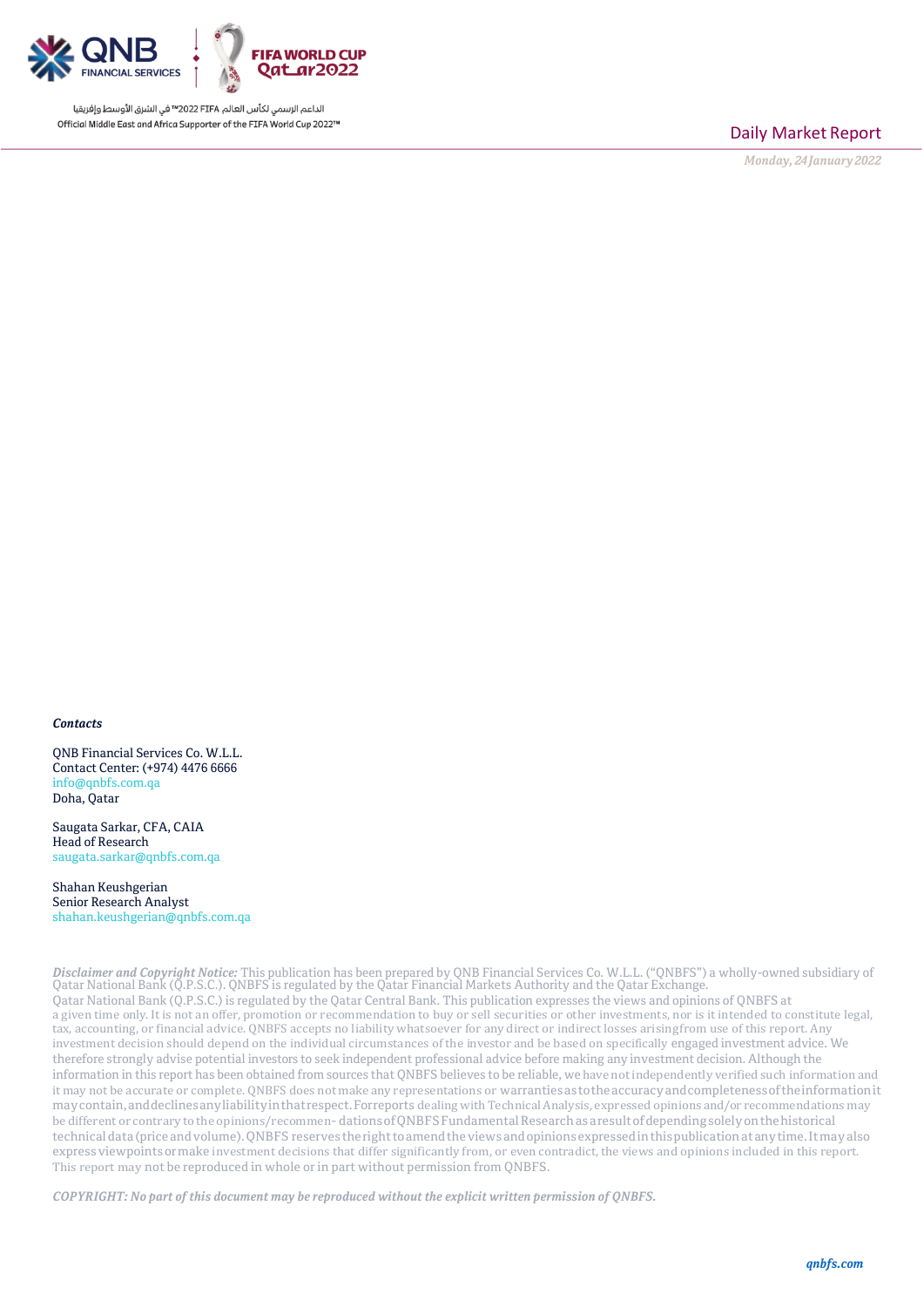QNB FINANCIAL SERVICES | FIFA WORLD CUP Qatar2022

الداعم الرسمي لكأس العالم FIFA 2022™ في الشرق الأوسط وإفريقيا

Official Middle East and Africa Supporter of the FIFA World Cup 2022™

Daily Market Report

*Monday, 24 January 2022*

***Contacts***

QNB Financial Services Co. W.L.L.
Contact Center: (+974) 4476 6666
info@qnbfs.com.qa
Doha, Qatar

Saugata Sarkar, CFA, CAIA
Head of Research
saugata.sarkar@qnbfs.com.qa

Shahan Keushgerian
Senior Research Analyst
shahan.keushgerian@qnbfs.com.qa

***Disclaimer and Copyright Notice:*** This publication has been prepared by QNB Financial Services Co. W.L.L. ("QNBFS") a wholly-owned subsidiary of Qatar National Bank (Q.P.S.C.). QNBFS is regulated by the Qatar Financial Markets Authority and the Qatar Exchange. Qatar National Bank (Q.P.S.C.) is regulated by the Qatar Central Bank. This publication expresses the views and opinions of QNBFS at a given time only. It is not an offer, promotion or recommendation to buy or sell securities or other investments, nor is it intended to constitute legal, tax, accounting, or financial advice. QNBFS accepts no liability whatsoever for any direct or indirect losses arising from use of this report. Any investment decision should depend on the individual circumstances of the investor and be based on specifically engaged investment advice. We therefore strongly advise potential investors to seek independent professional advice before making any investment decision. Although the information in this report has been obtained from sources that QNBFS believes to be reliable, we have not independently verified such information and it may not be accurate or complete. QNBFS does not make any representations or warranties as to the accuracy and completeness of the information it may contain, and declines any liability in that respect. For reports dealing with Technical Analysis, expressed opinions and/or recommendations may be different or contrary to the opinions/recommen- dations of QNBFS Fundamental Research as a result of depending solely on the historical technical data (price and volume). QNBFS reserves the right to amend the views and opinions expressed in this publication at any time. It may also express viewpoints or make investment decisions that differ significantly from, or even contradict, the views and opinions included in this report. This report may not be reproduced in whole or in part without permission from QNBFS.

*COPYRIGHT: No part of this document may be reproduced without the explicit written permission of QNBFS.*

*qnbfs.com*